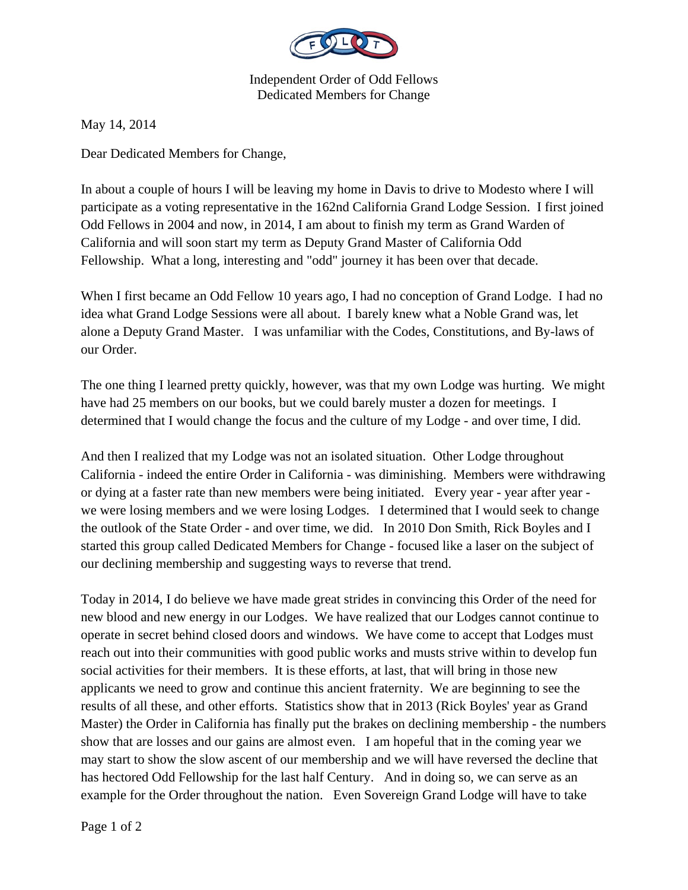Independent Order of Odd Fellows
Dedicated Members for Change

May 14, 2014

Dear Dedicated Members for Change,

In about a couple of hours I will be leaving my home in Davis to drive to Modesto where I will participate as a voting representative in the 162nd California Grand Lodge Session. I first joined Odd Fellows in 2004 and now, in 2014, I am about to finish my term as Grand Warden of California and will soon start my term as Deputy Grand Master of California Odd Fellowship. What a long, interesting and "odd" journey it has been over that decade.

When I first became an Odd Fellow 10 years ago, I had no conception of Grand Lodge. I had no idea what Grand Lodge Sessions were all about. I barely knew what a Noble Grand was, let alone a Deputy Grand Master. I was unfamiliar with the Codes, Constitutions, and By-laws of our Order.

The one thing I learned pretty quickly, however, was that my own Lodge was hurting. We might have had 25 members on our books, but we could barely muster a dozen for meetings. I determined that I would change the focus and the culture of my Lodge - and over time, I did.

And then I realized that my Lodge was not an isolated situation. Other Lodge throughout California - indeed the entire Order in California - was diminishing. Members were withdrawing or dying at a faster rate than new members were being initiated. Every year - year after year - we were losing members and we were losing Lodges. I determined that I would seek to change the outlook of the State Order - and over time, we did. In 2010 Don Smith, Rick Boyles and I started this group called Dedicated Members for Change - focused like a laser on the subject of our declining membership and suggesting ways to reverse that trend.

Today in 2014, I do believe we have made great strides in convincing this Order of the need for new blood and new energy in our Lodges. We have realized that our Lodges cannot continue to operate in secret behind closed doors and windows. We have come to accept that Lodges must reach out into their communities with good public works and musts strive within to develop fun social activities for their members. It is these efforts, at last, that will bring in those new applicants we need to grow and continue this ancient fraternity. We are beginning to see the results of all these, and other efforts. Statistics show that in 2013 (Rick Boyles' year as Grand Master) the Order in California has finally put the brakes on declining membership - the numbers show that are losses and our gains are almost even. I am hopeful that in the coming year we may start to show the slow ascent of our membership and we will have reversed the decline that has hectored Odd Fellowship for the last half Century. And in doing so, we can serve as an example for the Order throughout the nation. Even Sovereign Grand Lodge will have to take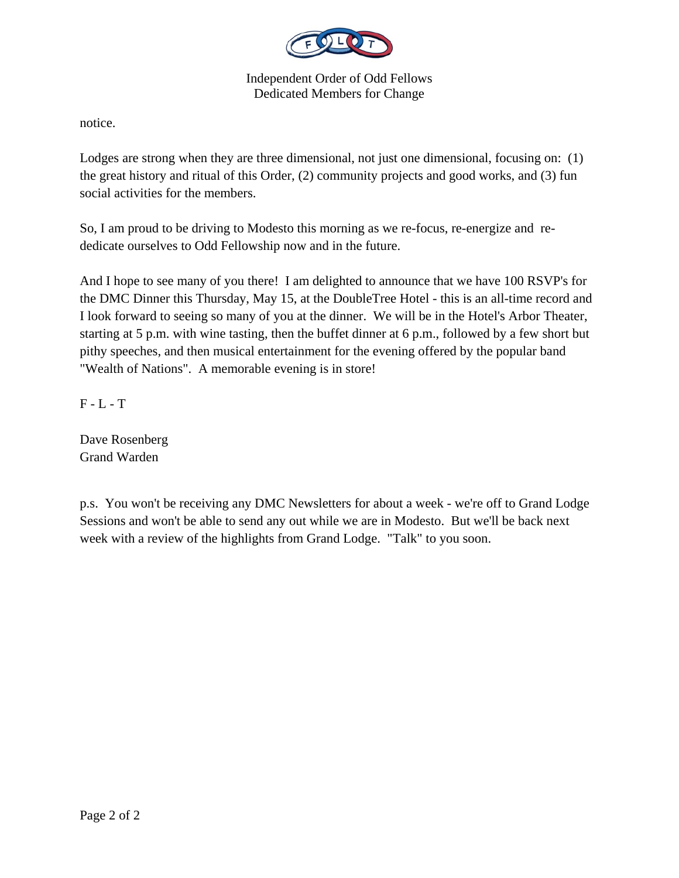notice.

Lodges are strong when they are three dimensional, not just one dimensional, focusing on: (1) the great history and ritual of this Order, (2) community projects and good works, and (3) fun social activities for the members.

So, I am proud to be driving to Modesto this morning as we re-focus, re-energize and re-dedicate ourselves to Odd Fellowship now and in the future.

And I hope to see many of you there! I am delighted to announce that we have 100 RSVP's for the DMC Dinner this Thursday, May 15, at the DoubleTree Hotel - this is an all-time record and I look forward to seeing so many of you at the dinner. We will be in the Hotel's Arbor Theater, starting at 5 p.m. with wine tasting, then the buffet dinner at 6 p.m., followed by a few short but pithy speeches, and then musical entertainment for the evening offered by the popular band "Wealth of Nations". A memorable evening is in store!

F - L - T

Dave Rosenberg
Grand Warden

p.s. You won't be receiving any DMC Newsletters for about a week - we're off to Grand Lodge Sessions and won't be able to send any out while we are in Modesto. But we'll be back next week with a review of the highlights from Grand Lodge. "Talk" to you soon.